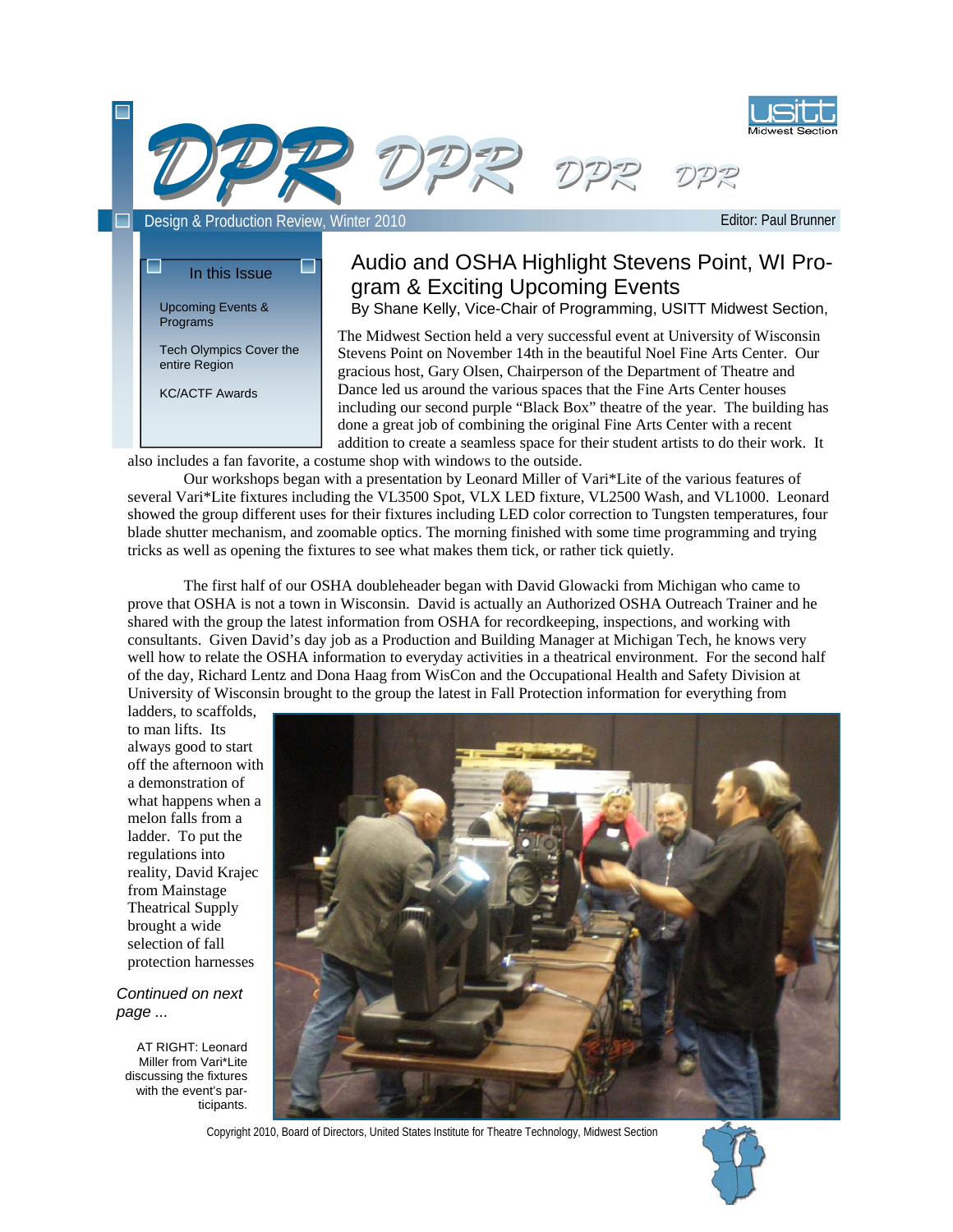# DPR

Design & Production Review, Winter 2010

Editor: Paul Brunner

**In this Issue**

- Upcoming Events & Programs
- Tech Olympics Cover the entire Region
- KC/ACTF Awards

## Audio and OSHA Highlight Stevens Point, WI Program & Exciting Upcoming Events

By Shane Kelly, Vice-Chair of Programming, USITT Midwest Section,

The Midwest Section held a very successful event at University of Wisconsin Stevens Point on November 14th in the beautiful Noel Fine Arts Center. Our gracious host, Gary Olsen, Chairperson of the Department of Theatre and Dance led us around the various spaces that the Fine Arts Center houses including our second purple "Black Box" theatre of the year. The building has done a great job of combining the original Fine Arts Center with a recent addition to create a seamless space for their student artists to do their work. It also includes a fan favorite, a costume shop with windows to the outside.

Our workshops began with a presentation by Leonard Miller of Vari*Lite of the various features of several Vari*Lite fixtures including the VL3500 Spot, VLX LED fixture, VL2500 Wash, and VL1000. Leonard showed the group different uses for their fixtures including LED color correction to Tungsten temperatures, four blade shutter mechanism, and zoomable optics. The morning finished with some time programming and trying tricks as well as opening the fixtures to see what makes them tick, or rather tick quietly.

The first half of our OSHA doubleheader began with David Glowacki from Michigan who came to prove that OSHA is not a town in Wisconsin. David is actually an Authorized OSHA Outreach Trainer and he shared with the group the latest information from OSHA for recordkeeping, inspections, and working with consultants. Given David's day job as a Production and Building Manager at Michigan Tech, he knows very well how to relate the OSHA information to everyday activities in a theatrical environment. For the second half of the day, Richard Lentz and Dona Haag from WisCon and the Occupational Health and Safety Division at University of Wisconsin brought to the group the latest in Fall Protection information for everything from ladders, to scaffolds, to man lifts. Its always good to start off the afternoon with a demonstration of what happens when a melon falls from a ladder. To put the regulations into reality, David Krajec from Mainstage Theatrical Supply brought a wide selection of fall protection harnesses

*Continued on next page ...*

AT RIGHT: Leonard Miller from Vari*Lite discussing the fixtures with the event's participants.

Copyright 2010, Board of Directors, United States Institute for Theatre Technology, Midwest Section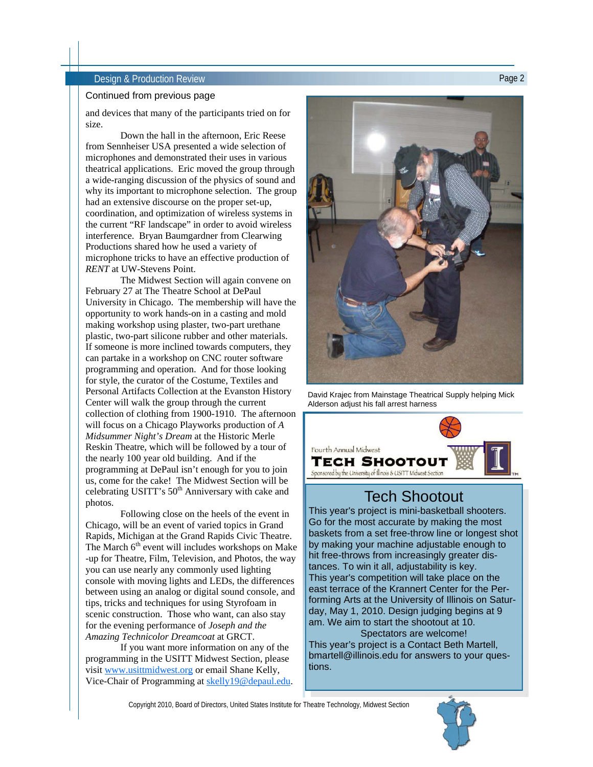Continued from previous page

and devices that many of the participants tried on for size.

Down the hall in the afternoon, Eric Reese from Sennheiser USA presented a wide selection of microphones and demonstrated their uses in various theatrical applications. Eric moved the group through a wide-ranging discussion of the physics of sound and why its important to microphone selection. The group had an extensive discourse on the proper set-up, coordination, and optimization of wireless systems in the current "RF landscape" in order to avoid wireless interference. Bryan Baumgardner from Clearwing Productions shared how he used a variety of microphone tricks to have an effective production of *RENT* at UW-Stevens Point.

The Midwest Section will again convene on February 27 at The Theatre School at DePaul University in Chicago. The membership will have the opportunity to work hands-on in a casting and mold making workshop using plaster, two-part urethane plastic, two-part silicone rubber and other materials. If someone is more inclined towards computers, they can partake in a workshop on CNC router software programming and operation. And for those looking for style, the curator of the Costume, Textiles and Personal Artifacts Collection at the Evanston History Center will walk the group through the current collection of clothing from 1900-1910. The afternoon will focus on a Chicago Playworks production of *A Midsummer Night's Dream* at the Historic Merle Reskin Theatre, which will be followed by a tour of the nearly 100 year old building. And if the programming at DePaul isn't enough for you to join us, come for the cake! The Midwest Section will be celebrating USITT's 50th Anniversary with cake and photos.

Following close on the heels of the event in Chicago, will be an event of varied topics in Grand Rapids, Michigan at the Grand Rapids Civic Theatre. The March 6th event will includes workshops on Make-up for Theatre, Film, Television, and Photos, the way you can use nearly any commonly used lighting console with moving lights and LEDs, the differences between using an analog or digital sound console, and tips, tricks and techniques for using Styrofoam in scenic construction. Those who want, can also stay for the evening performance of *Joseph and the Amazing Technicolor Dreamcoat* at GRCT.

If you want more information on any of the programming in the USITT Midwest Section, please visit [www.usittmidwest.org](http://www.usittmidwest.org) or email Shane Kelly, Vice-Chair of Programming at [skelly19@depaul.edu](mailto:skelly19@depaul.edu).

David Krajec from Mainstage Theatrical Supply helping Mick Alderson adjust his fall arrest harness

Fourth Annual Midwest
**TECH SHOOTOUT**
Sponsored by the University of Illinois & USITT Midwest Section

## Tech Shootout

This year's project is mini-basketball shooters. Go for the most accurate by making the most baskets from a set free-throw line or longest shot by making your machine adjustable enough to hit free-throws from increasingly greater distances. To win it all, adjustability is key.

This year's competition will take place on the east terrace of the Krannert Center for the Performing Arts at the University of Illinois on Saturday, May 1, 2010. Design judging begins at 9 am. We aim to start the shootout at 10.

Spectators are welcome!

This year's project is a Contact Beth Martell, bmartell@illinois.edu for answers to your questions.

Copyright 2010, Board of Directors, United States Institute for Theatre Technology, Midwest Section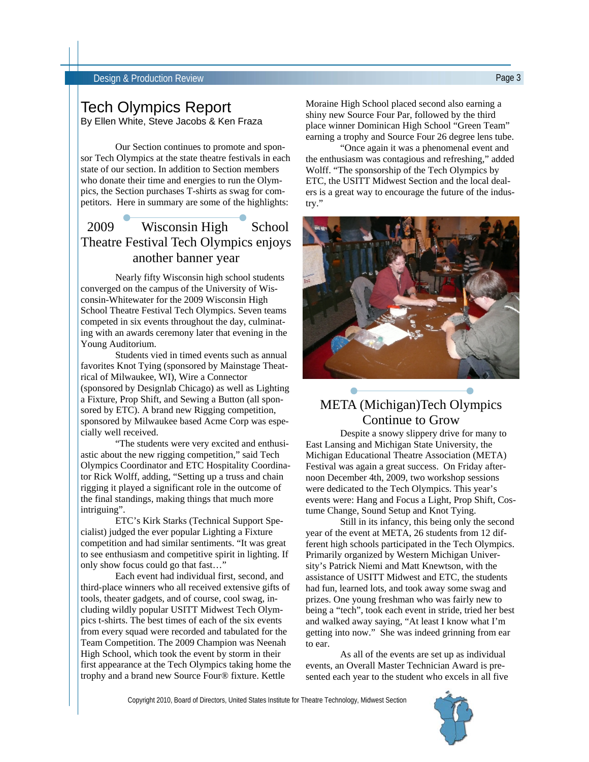# Tech Olympics Report

By Ellen White, Steve Jacobs & Ken Fraza

Our Section continues to promote and sponsor Tech Olympics at the state theatre festivals in each state of our section. In addition to Section members who donate their time and energies to run the Olympics, the Section purchases T-shirts as swag for competitors. Here in summary are some of the highlights:

## 2009 Wisconsin High School Theatre Festival Tech Olympics enjoys another banner year

Nearly fifty Wisconsin high school students converged on the campus of the University of Wisconsin-Whitewater for the 2009 Wisconsin High School Theatre Festival Tech Olympics. Seven teams competed in six events throughout the day, culminating with an awards ceremony later that evening in the Young Auditorium.

Students vied in timed events such as annual favorites Knot Tying (sponsored by Mainstage Theatrical of Milwaukee, WI), Wire a Connector (sponsored by Designlab Chicago) as well as Lighting a Fixture, Prop Shift, and Sewing a Button (all sponsored by ETC). A brand new Rigging competition, sponsored by Milwaukee based Acme Corp was especially well received.

"The students were very excited and enthusiastic about the new rigging competition," said Tech Olympics Coordinator and ETC Hospitality Coordinator Rick Wolff, adding, "Setting up a truss and chain rigging it played a significant role in the outcome of the final standings, making things that much more intriguing".

ETC's Kirk Starks (Technical Support Specialist) judged the ever popular Lighting a Fixture competition and had similar sentiments. "It was great to see enthusiasm and competitive spirit in lighting. If only show focus could go that fast…"

Each event had individual first, second, and third-place winners who all received extensive gifts of tools, theater gadgets, and of course, cool swag, including wildly popular USITT Midwest Tech Olympics t-shirts. The best times of each of the six events from every squad were recorded and tabulated for the Team Competition. The 2009 Champion was Neenah High School, which took the event by storm in their first appearance at the Tech Olympics taking home the trophy and a brand new Source Four® fixture. Kettle Moraine High School placed second also earning a shiny new Source Four Par, followed by the third place winner Dominican High School "Green Team" earning a trophy and Source Four 26 degree lens tube.

"Once again it was a phenomenal event and the enthusiasm was contagious and refreshing," added Wolff. "The sponsorship of the Tech Olympics by ETC, the USITT Midwest Section and the local dealers is a great way to encourage the future of the industry."

## META (Michigan)Tech Olympics Continue to Grow

Despite a snowy slippery drive for many to East Lansing and Michigan State University, the Michigan Educational Theatre Association (META) Festival was again a great success. On Friday afternoon December 4th, 2009, two workshop sessions were dedicated to the Tech Olympics. This year's events were: Hang and Focus a Light, Prop Shift, Costume Change, Sound Setup and Knot Tying.

Still in its infancy, this being only the second year of the event at META, 26 students from 12 different high schools participated in the Tech Olympics. Primarily organized by Western Michigan University's Patrick Niemi and Matt Knewtson, with the assistance of USITT Midwest and ETC, the students had fun, learned lots, and took away some swag and prizes. One young freshman who was fairly new to being a "tech", took each event in stride, tried her best and walked away saying, "At least I know what I'm getting into now." She was indeed grinning from ear to ear.

As all of the events are set up as individual events, an Overall Master Technician Award is presented each year to the student who excels in all five

Copyright 2010, Board of Directors, United States Institute for Theatre Technology, Midwest Section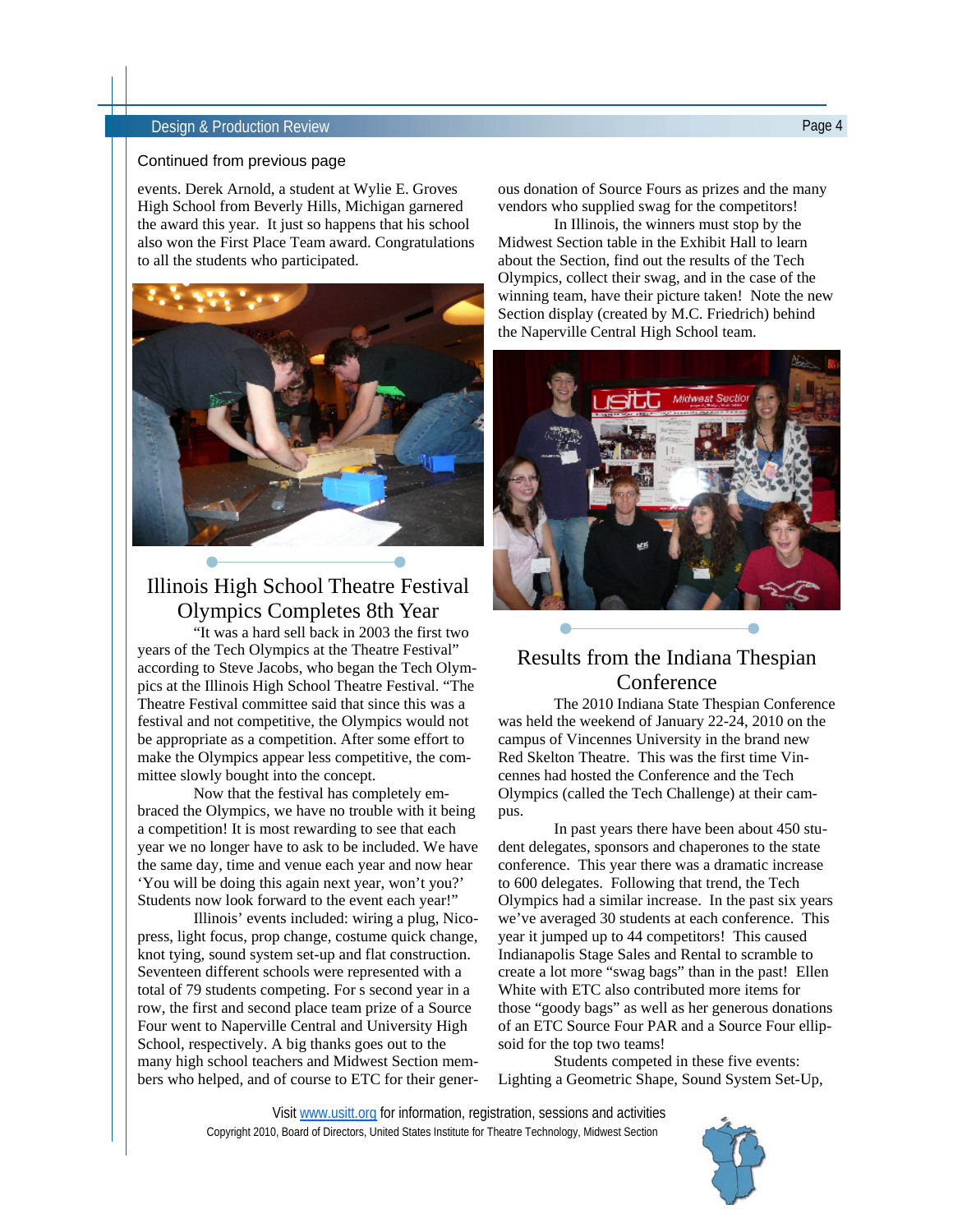Continued from previous page

events. Derek Arnold, a student at Wylie E. Groves High School from Beverly Hills, Michigan garnered the award this year. It just so happens that his school also won the First Place Team award. Congratulations to all the students who participated.

## Illinois High School Theatre Festival Olympics Completes 8th Year

"It was a hard sell back in 2003 the first two years of the Tech Olympics at the Theatre Festival" according to Steve Jacobs, who began the Tech Olympics at the Illinois High School Theatre Festival. "The Theatre Festival committee said that since this was a festival and not competitive, the Olympics would not be appropriate as a competition. After some effort to make the Olympics appear less competitive, the committee slowly bought into the concept.

Now that the festival has completely embraced the Olympics, we have no trouble with it being a competition! It is most rewarding to see that each year we no longer have to ask to be included. We have the same day, time and venue each year and now hear 'You will be doing this again next year, won't you?' Students now look forward to the event each year!"

Illinois' events included: wiring a plug, Nicopress, light focus, prop change, costume quick change, knot tying, sound system set-up and flat construction. Seventeen different schools were represented with a total of 79 students competing. For s second year in a row, the first and second place team prize of a Source Four went to Naperville Central and University High School, respectively. A big thanks goes out to the many high school teachers and Midwest Section members who helped, and of course to ETC for their generous donation of Source Fours as prizes and the many vendors who supplied swag for the competitors!

In Illinois, the winners must stop by the Midwest Section table in the Exhibit Hall to learn about the Section, find out the results of the Tech Olympics, collect their swag, and in the case of the winning team, have their picture taken! Note the new Section display (created by M.C. Friedrich) behind the Naperville Central High School team.

## Results from the Indiana Thespian Conference

The 2010 Indiana State Thespian Conference was held the weekend of January 22-24, 2010 on the campus of Vincennes University in the brand new Red Skelton Theatre. This was the first time Vincennes had hosted the Conference and the Tech Olympics (called the Tech Challenge) at their campus.

In past years there have been about 450 student delegates, sponsors and chaperones to the state conference. This year there was a dramatic increase to 600 delegates. Following that trend, the Tech Olympics had a similar increase. In the past six years we've averaged 30 students at each conference. This year it jumped up to 44 competitors! This caused Indianapolis Stage Sales and Rental to scramble to create a lot more "swag bags" than in the past! Ellen White with ETC also contributed more items for those "goody bags" as well as her generous donations of an ETC Source Four PAR and a Source Four ellipsoid for the top two teams!

Students competed in these five events: Lighting a Geometric Shape, Sound System Set-Up,

Visit www.usitt.org for information, registration, sessions and activities

Copyright 2010, Board of Directors, United States Institute for Theatre Technology, Midwest Section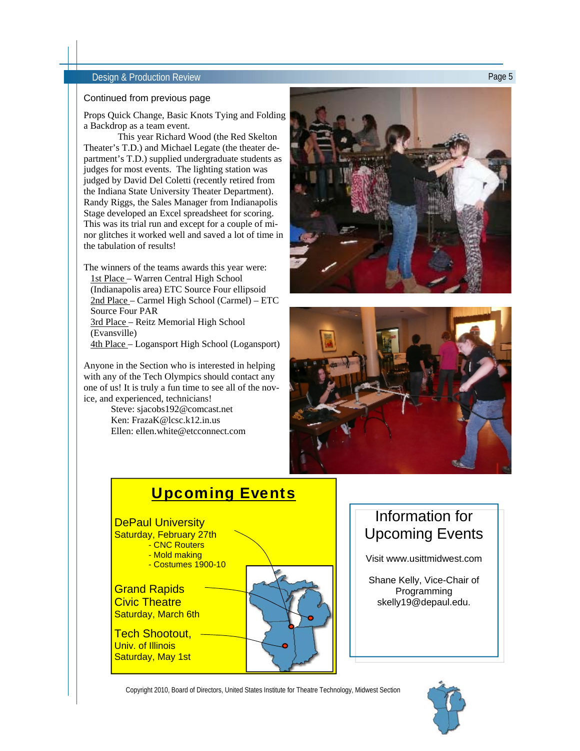Continued from previous page

Props Quick Change, Basic Knots Tying and Folding a Backdrop as a team event.

This year Richard Wood (the Red Skelton Theater's T.D.) and Michael Legate (the theater department's T.D.) supplied undergraduate students as judges for most events. The lighting station was judged by David Del Coletti (recently retired from the Indiana State University Theater Department). Randy Riggs, the Sales Manager from Indianapolis Stage developed an Excel spreadsheet for scoring. This was its trial run and except for a couple of minor glitches it worked well and saved a lot of time in the tabulation of results!

The winners of the teams awards this year were:

- 1st Place – Warren Central High School (Indianapolis area) ETC Source Four ellipsoid
- 2nd Place – Carmel High School (Carmel) – ETC Source Four PAR
- 3rd Place – Reitz Memorial High School (Evansville)
- 4th Place – Logansport High School (Logansport)

Anyone in the Section who is interested in helping with any of the Tech Olympics should contact any one of us! It is truly a fun time to see all of the novice, and experienced, technicians!

Steve: sjacobs192@comcast.net
Ken: FrazaK@lcsc.k12.in.us
Ellen: ellen.white@etcconnect.com

## Upcoming Events

**DePaul University**
Saturday, February 27th
- CNC Routers
- Mold making
- Costumes 1900-10

**Grand Rapids Civic Theatre**
Saturday, March 6th

**Tech Shootout, Univ. of Illinois**
Saturday, May 1st

## Information for Upcoming Events

Visit www.usittmidwest.com

Shane Kelly, Vice-Chair of Programming
skelly19@depaul.edu.

Copyright 2010, Board of Directors, United States Institute for Theatre Technology, Midwest Section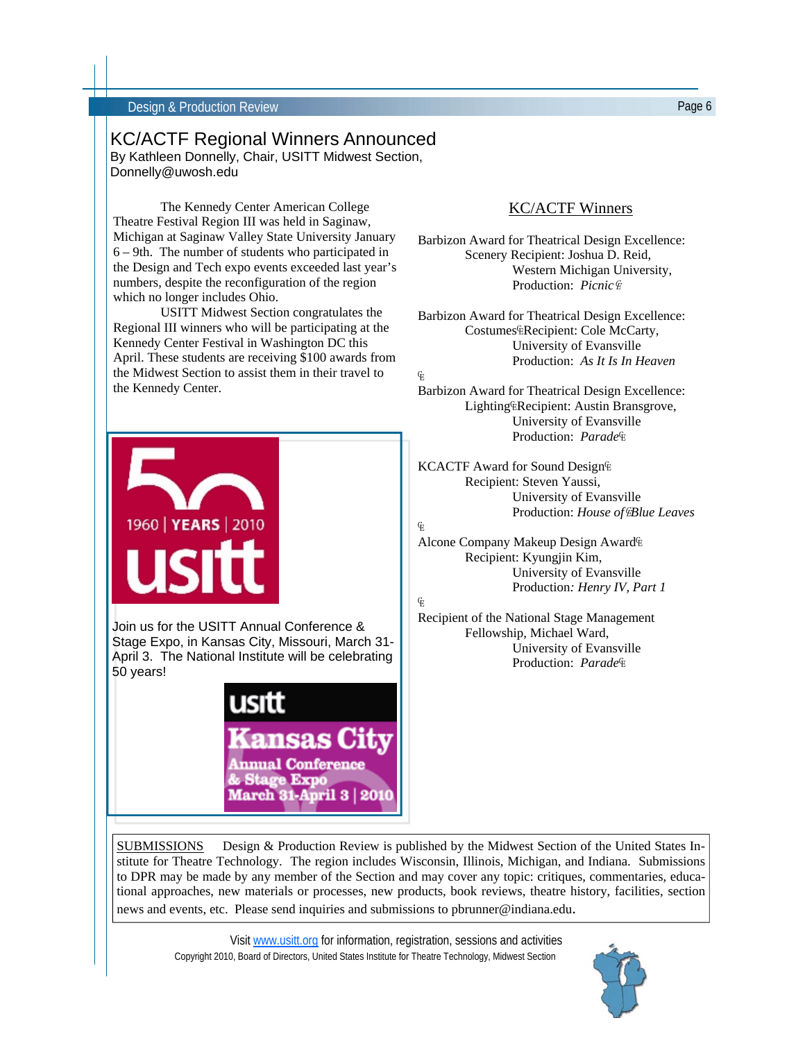# KC/ACTF Regional Winners Announced

By Kathleen Donnelly, Chair, USITT Midwest Section, Donnelly@uwosh.edu

The Kennedy Center American College Theatre Festival Region III was held in Saginaw, Michigan at Saginaw Valley State University January 6 – 9th. The number of students who participated in the Design and Tech expo events exceeded last year's numbers, despite the reconfiguration of the region which no longer includes Ohio.

USITT Midwest Section congratulates the Regional III winners who will be participating at the Kennedy Center Festival in Washington DC this April. These students are receiving $100 awards from the Midwest Section to assist them in their travel to the Kennedy Center.

Join us for the USITT Annual Conference & Stage Expo, in Kansas City, Missouri, March 31-April 3. The National Institute will be celebrating 50 years!

## KC/ACTF Winners

Barbizon Award for Theatrical Design Excellence:
Scenery Recipient: Joshua D. Reid,
Western Michigan University,
Production: *Picnic*

Barbizon Award for Theatrical Design Excellence:
Costumes Recipient: Cole McCarty,
University of Evansville
Production: *As It Is In Heaven*

Barbizon Award for Theatrical Design Excellence:
Lighting Recipient: Austin Bransgrove,
University of Evansville
Production: *Parade*

KCACTF Award for Sound Design
Recipient: Steven Yaussi,
University of Evansville
Production: *House of Blue Leaves*

Alcone Company Makeup Design Award
Recipient: Kyungjin Kim,
University of Evansville
Production: *Henry IV, Part 1*

Recipient of the National Stage Management Fellowship, Michael Ward,
University of Evansville
Production: *Parade*

SUBMISSIONS Design & Production Review is published by the Midwest Section of the United States Institute for Theatre Technology. The region includes Wisconsin, Illinois, Michigan, and Indiana. Submissions to DPR may be made by any member of the Section and may cover any topic: critiques, commentaries, educational approaches, new materials or processes, new products, book reviews, theatre history, facilities, section news and events, etc. Please send inquiries and submissions to pbrunner@indiana.edu.

Visit www.usitt.org for information, registration, sessions and activities

Copyright 2010, Board of Directors, United States Institute for Theatre Technology, Midwest Section